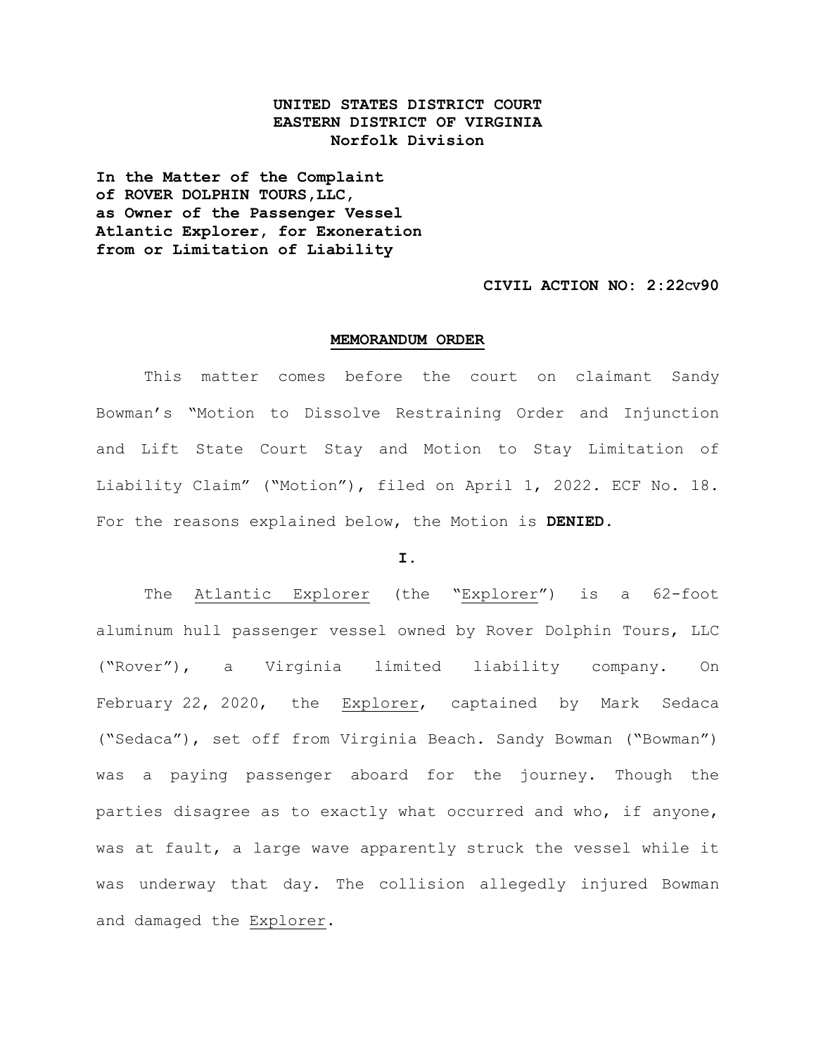**UNITED STATES DISTRICT COURT**
**EASTERN DISTRICT OF VIRGINIA**
**Norfolk Division**

**In the Matter of the Complaint of ROVER DOLPHIN TOURS,LLC, as Owner of the Passenger Vessel Atlantic Explorer, for Exoneration from or Limitation of Liability**

**CIVIL ACTION NO: 2:22cv90**

## MEMORANDUM ORDER

This matter comes before the court on claimant Sandy Bowman's "Motion to Dissolve Restraining Order and Injunction and Lift State Court Stay and Motion to Stay Limitation of Liability Claim" ("Motion"), filed on April 1, 2022. ECF No. 18. For the reasons explained below, the Motion is **DENIED.**

**I.**

The Atlantic Explorer (the "Explorer") is a 62-foot aluminum hull passenger vessel owned by Rover Dolphin Tours, LLC ("Rover"), a Virginia limited liability company. On February 22, 2020, the Explorer, captained by Mark Sedaca ("Sedaca"), set off from Virginia Beach. Sandy Bowman ("Bowman") was a paying passenger aboard for the journey. Though the parties disagree as to exactly what occurred and who, if anyone, was at fault, a large wave apparently struck the vessel while it was underway that day. The collision allegedly injured Bowman and damaged the Explorer.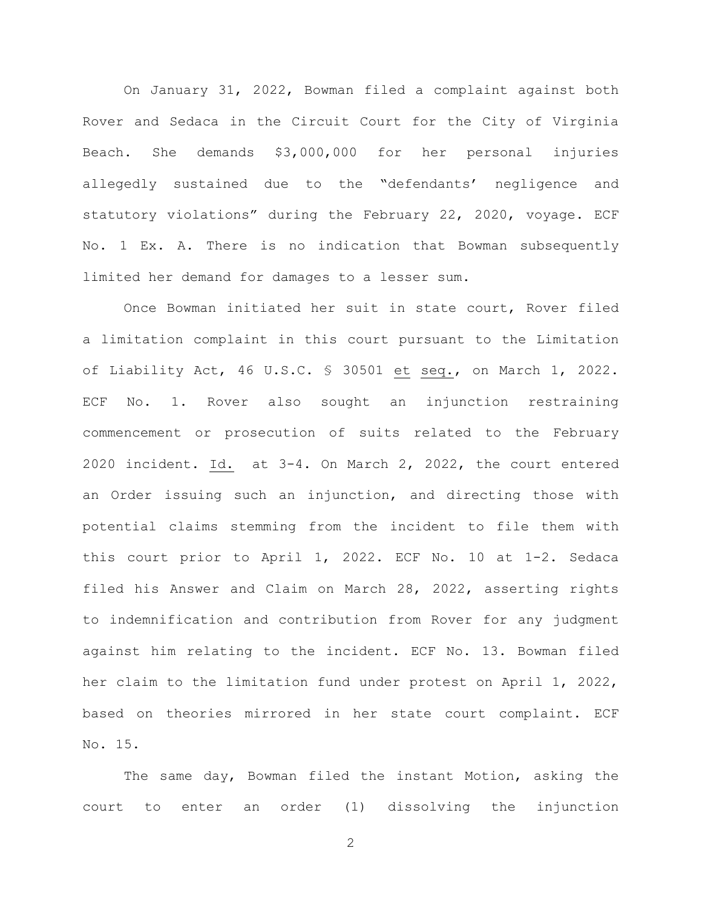On January 31, 2022, Bowman filed a complaint against both Rover and Sedaca in the Circuit Court for the City of Virginia Beach. She demands $3,000,000 for her personal injuries allegedly sustained due to the "defendants' negligence and statutory violations" during the February 22, 2020, voyage. ECF No. 1 Ex. A. There is no indication that Bowman subsequently limited her demand for damages to a lesser sum.

Once Bowman initiated her suit in state court, Rover filed a limitation complaint in this court pursuant to the Limitation of Liability Act, 46 U.S.C. § 30501 et seq., on March 1, 2022. ECF No. 1. Rover also sought an injunction restraining commencement or prosecution of suits related to the February 2020 incident. Id. at 3-4. On March 2, 2022, the court entered an Order issuing such an injunction, and directing those with potential claims stemming from the incident to file them with this court prior to April 1, 2022. ECF No. 10 at 1-2. Sedaca filed his Answer and Claim on March 28, 2022, asserting rights to indemnification and contribution from Rover for any judgment against him relating to the incident. ECF No. 13. Bowman filed her claim to the limitation fund under protest on April 1, 2022, based on theories mirrored in her state court complaint. ECF No. 15.

The same day, Bowman filed the instant Motion, asking the court to enter an order (1) dissolving the injunction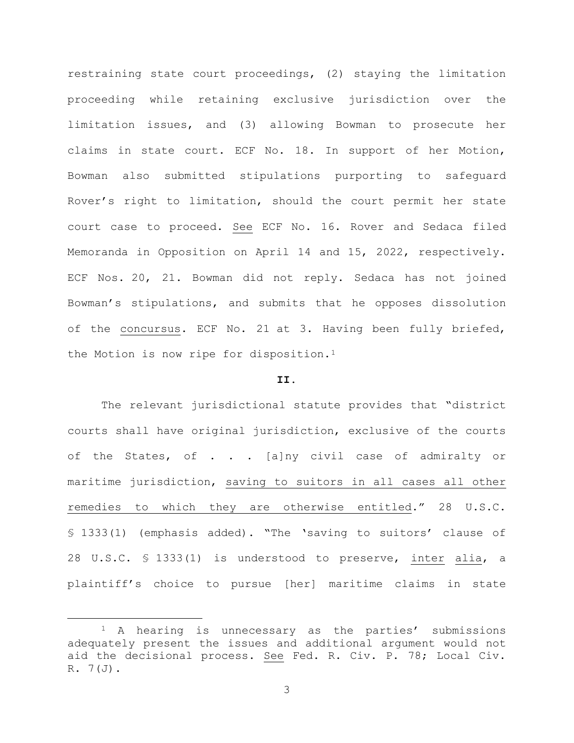restraining state court proceedings, (2) staying the limitation proceeding while retaining exclusive jurisdiction over the limitation issues, and (3) allowing Bowman to prosecute her claims in state court. ECF No. 18. In support of her Motion, Bowman also submitted stipulations purporting to safeguard Rover's right to limitation, should the court permit her state court case to proceed. See ECF No. 16. Rover and Sedaca filed Memoranda in Opposition on April 14 and 15, 2022, respectively. ECF Nos. 20, 21. Bowman did not reply. Sedaca has not joined Bowman's stipulations, and submits that he opposes dissolution of the concursus. ECF No. 21 at 3. Having been fully briefed, the Motion is now ripe for disposition.[1]

**II.**

The relevant jurisdictional statute provides that "district courts shall have original jurisdiction, exclusive of the courts of the States, of . . . [a]ny civil case of admiralty or maritime jurisdiction, saving to suitors in all cases all other remedies to which they are otherwise entitled." 28 U.S.C. § 1333(1) (emphasis added). "The 'saving to suitors' clause of 28 U.S.C. § 1333(1) is understood to preserve, inter alia, a plaintiff's choice to pursue [her] maritime claims in state

[1] A hearing is unnecessary as the parties' submissions adequately present the issues and additional argument would not aid the decisional process. See Fed. R. Civ. P. 78; Local Civ. R. 7(J).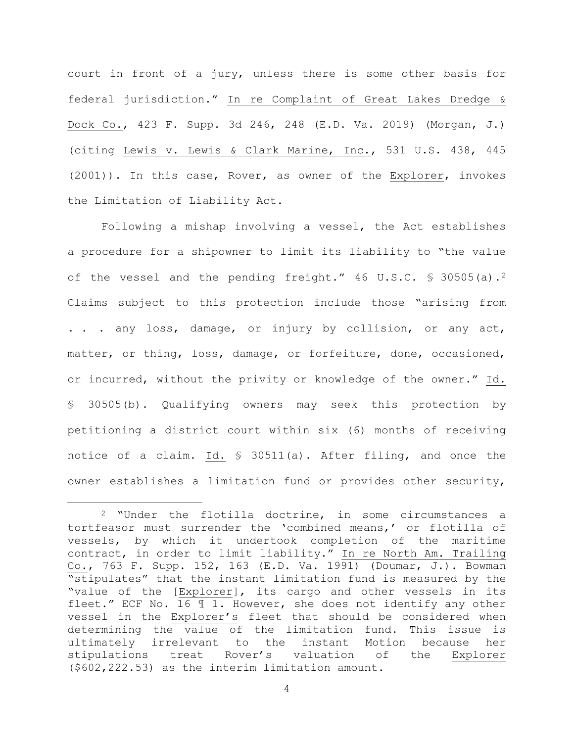court in front of a jury, unless there is some other basis for federal jurisdiction." In re Complaint of Great Lakes Dredge & Dock Co., 423 F. Supp. 3d 246, 248 (E.D. Va. 2019) (Morgan, J.) (citing Lewis v. Lewis & Clark Marine, Inc., 531 U.S. 438, 445 (2001)). In this case, Rover, as owner of the *Explorer*, invokes the Limitation of Liability Act.

Following a mishap involving a vessel, the Act establishes a procedure for a shipowner to limit its liability to "the value of the vessel and the pending freight." 46 U.S.C. § 30505(a).[2] Claims subject to this protection include those "arising from . . . any loss, damage, or injury by collision, or any act, matter, or thing, loss, damage, or forfeiture, done, occasioned, or incurred, without the privity or knowledge of the owner." Id. § 30505(b). Qualifying owners may seek this protection by petitioning a district court within six (6) months of receiving notice of a claim. Id. § 30511(a). After filing, and once the owner establishes a limitation fund or provides other security,

---

[2] "Under the flotilla doctrine, in some circumstances a tortfeasor must surrender the 'combined means,' or flotilla of vessels, by which it undertook completion of the maritime contract, in order to limit liability." In re North Am. Trailing Co., 763 F. Supp. 152, 163 (E.D. Va. 1991) (Doumar, J.). Bowman "stipulates" that the instant limitation fund is measured by the "value of the [*Explorer*], its cargo and other vessels in its fleet." ECF No. 16 ¶ 1. However, she does not identify any other vessel in the *Explorer's* fleet that should be considered when determining the value of the limitation fund. This issue is ultimately irrelevant to the instant Motion because her stipulations treat Rover's valuation of the *Explorer* ($602,222.53) as the interim limitation amount.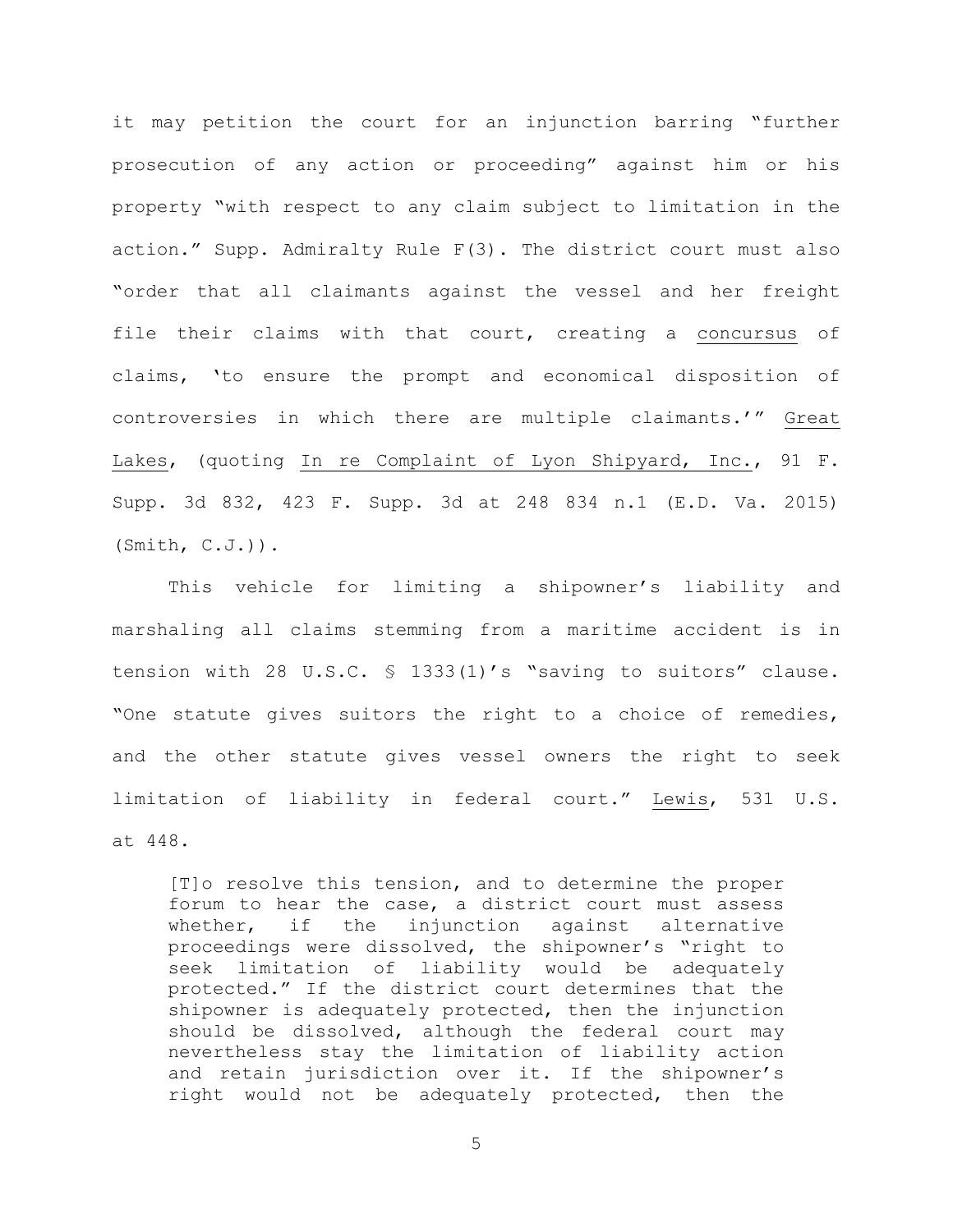it may petition the court for an injunction barring "further prosecution of any action or proceeding" against him or his property "with respect to any claim subject to limitation in the action." Supp. Admiralty Rule F(3). The district court must also "order that all claimants against the vessel and her freight file their claims with that court, creating a concursus of claims, 'to ensure the prompt and economical disposition of controversies in which there are multiple claimants.'" Great Lakes, (quoting In re Complaint of Lyon Shipyard, Inc., 91 F. Supp. 3d 832, 423 F. Supp. 3d at 248 834 n.1 (E.D. Va. 2015) (Smith, C.J.)).

This vehicle for limiting a shipowner's liability and marshaling all claims stemming from a maritime accident is in tension with 28 U.S.C. § 1333(1)'s "saving to suitors" clause. "One statute gives suitors the right to a choice of remedies, and the other statute gives vessel owners the right to seek limitation of liability in federal court." Lewis, 531 U.S. at 448.

> [T]o resolve this tension, and to determine the proper forum to hear the case, a district court must assess whether, if the injunction against alternative proceedings were dissolved, the shipowner's "right to seek limitation of liability would be adequately protected." If the district court determines that the shipowner is adequately protected, then the injunction should be dissolved, although the federal court may nevertheless stay the limitation of liability action and retain jurisdiction over it. If the shipowner's right would not be adequately protected, then the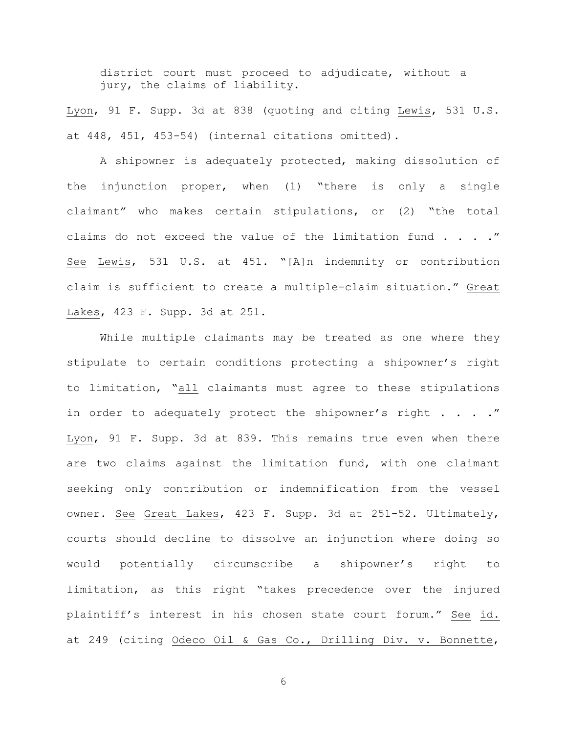> district court must proceed to adjudicate, without a jury, the claims of liability.

Lyon, 91 F. Supp. 3d at 838 (quoting and citing Lewis, 531 U.S. at 448, 451, 453-54) (internal citations omitted).

A shipowner is adequately protected, making dissolution of the injunction proper, when (1) "there is only a single claimant" who makes certain stipulations, or (2) "the total claims do not exceed the value of the limitation fund . . . ." See Lewis, 531 U.S. at 451. "[A]n indemnity or contribution claim is sufficient to create a multiple-claim situation." Great Lakes, 423 F. Supp. 3d at 251.

While multiple claimants may be treated as one where they stipulate to certain conditions protecting a shipowner's right to limitation, "all claimants must agree to these stipulations in order to adequately protect the shipowner's right . . . ." Lyon, 91 F. Supp. 3d at 839. This remains true even when there are two claims against the limitation fund, with one claimant seeking only contribution or indemnification from the vessel owner. See Great Lakes, 423 F. Supp. 3d at 251-52. Ultimately, courts should decline to dissolve an injunction where doing so would potentially circumscribe a shipowner's right to limitation, as this right "takes precedence over the injured plaintiff's interest in his chosen state court forum." See id. at 249 (citing Odeco Oil & Gas Co., Drilling Div. v. Bonnette,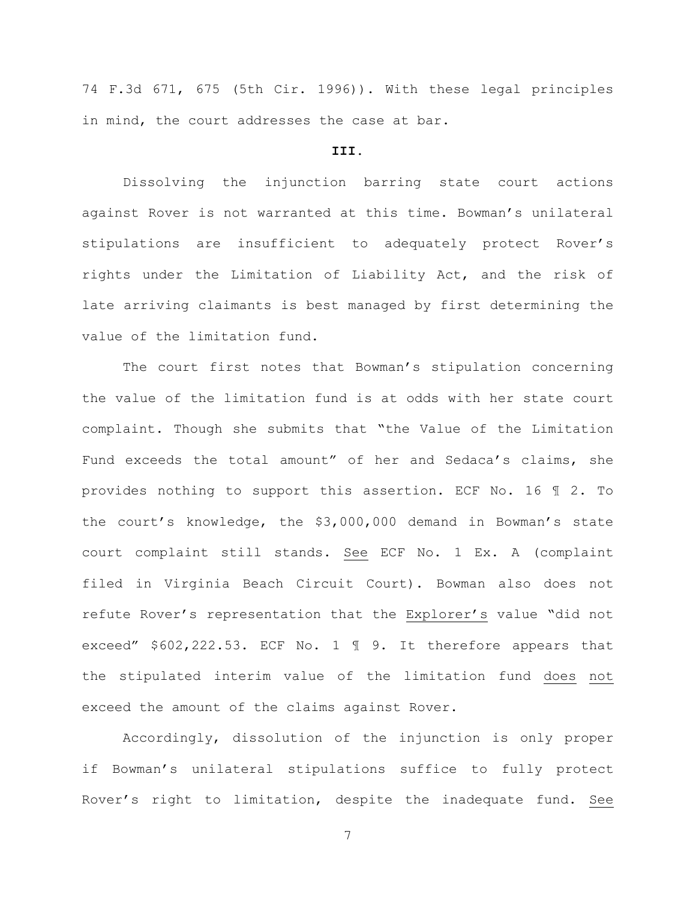74 F.3d 671, 675 (5th Cir. 1996)). With these legal principles in mind, the court addresses the case at bar.

**III.**

Dissolving the injunction barring state court actions against Rover is not warranted at this time. Bowman's unilateral stipulations are insufficient to adequately protect Rover's rights under the Limitation of Liability Act, and the risk of late arriving claimants is best managed by first determining the value of the limitation fund.

The court first notes that Bowman's stipulation concerning the value of the limitation fund is at odds with her state court complaint. Though she submits that "the Value of the Limitation Fund exceeds the total amount" of her and Sedaca's claims, she provides nothing to support this assertion. ECF No. 16 ¶ 2. To the court's knowledge, the $3,000,000 demand in Bowman's state court complaint still stands. <u>See</u> ECF No. 1 Ex. A (complaint filed in Virginia Beach Circuit Court). Bowman also does not refute Rover's representation that the <u>Explorer's</u> value "did not exceed" $602,222.53. ECF No. 1 ¶ 9. It therefore appears that the stipulated interim value of the limitation fund <u>does not</u> exceed the amount of the claims against Rover.

Accordingly, dissolution of the injunction is only proper if Bowman's unilateral stipulations suffice to fully protect Rover's right to limitation, despite the inadequate fund. <u>See</u>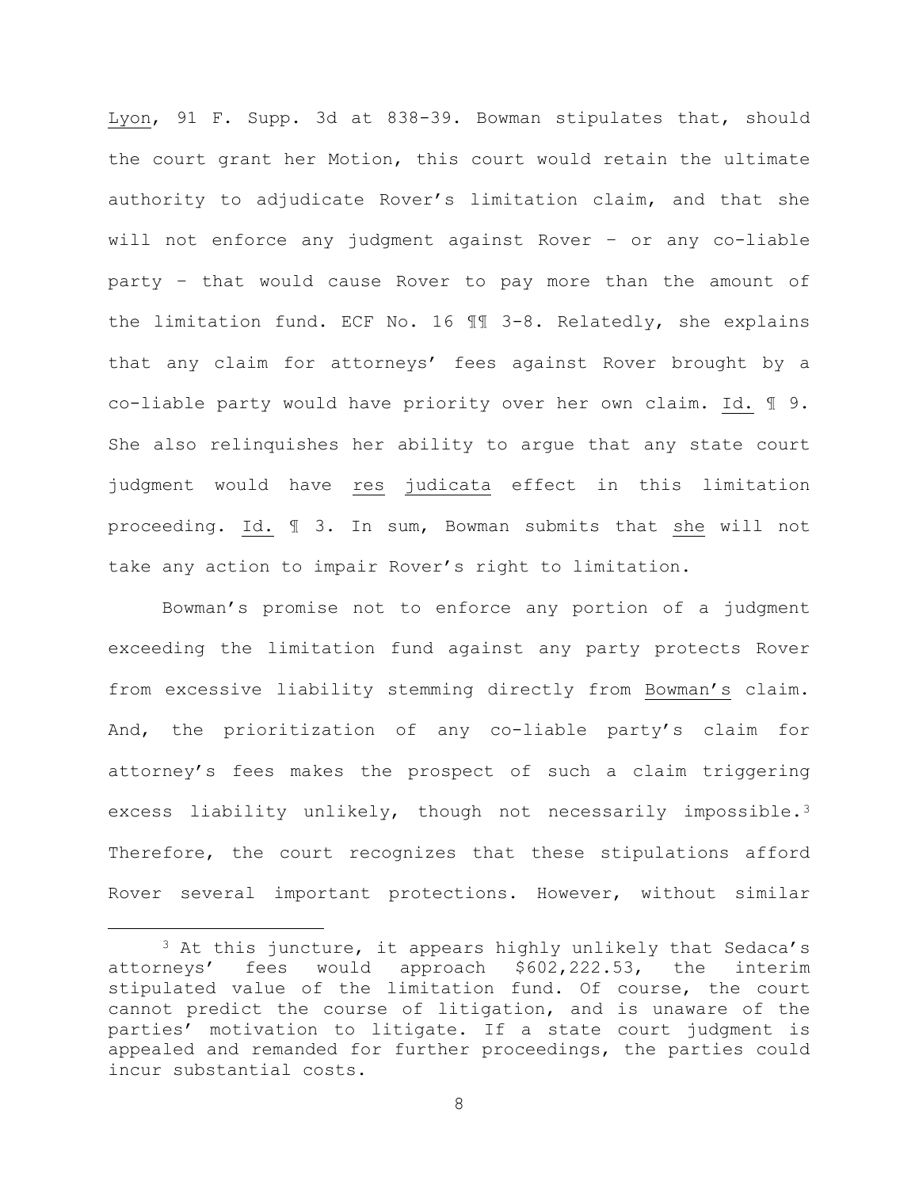Lyon, 91 F. Supp. 3d at 838-39. Bowman stipulates that, should the court grant her Motion, this court would retain the ultimate authority to adjudicate Rover's limitation claim, and that she will not enforce any judgment against Rover – or any co-liable party – that would cause Rover to pay more than the amount of the limitation fund. ECF No. 16 ¶¶ 3-8. Relatedly, she explains that any claim for attorneys' fees against Rover brought by a co-liable party would have priority over her own claim. Id. ¶ 9. She also relinquishes her ability to argue that any state court judgment would have res judicata effect in this limitation proceeding. Id. ¶ 3. In sum, Bowman submits that she will not take any action to impair Rover's right to limitation.

Bowman's promise not to enforce any portion of a judgment exceeding the limitation fund against any party protects Rover from excessive liability stemming directly from Bowman's claim. And, the prioritization of any co-liable party's claim for attorney's fees makes the prospect of such a claim triggering excess liability unlikely, though not necessarily impossible.[3] Therefore, the court recognizes that these stipulations afford Rover several important protections. However, without similar

[3] At this juncture, it appears highly unlikely that Sedaca's attorneys' fees would approach $602,222.53, the interim stipulated value of the limitation fund. Of course, the court cannot predict the course of litigation, and is unaware of the parties' motivation to litigate. If a state court judgment is appealed and remanded for further proceedings, the parties could incur substantial costs.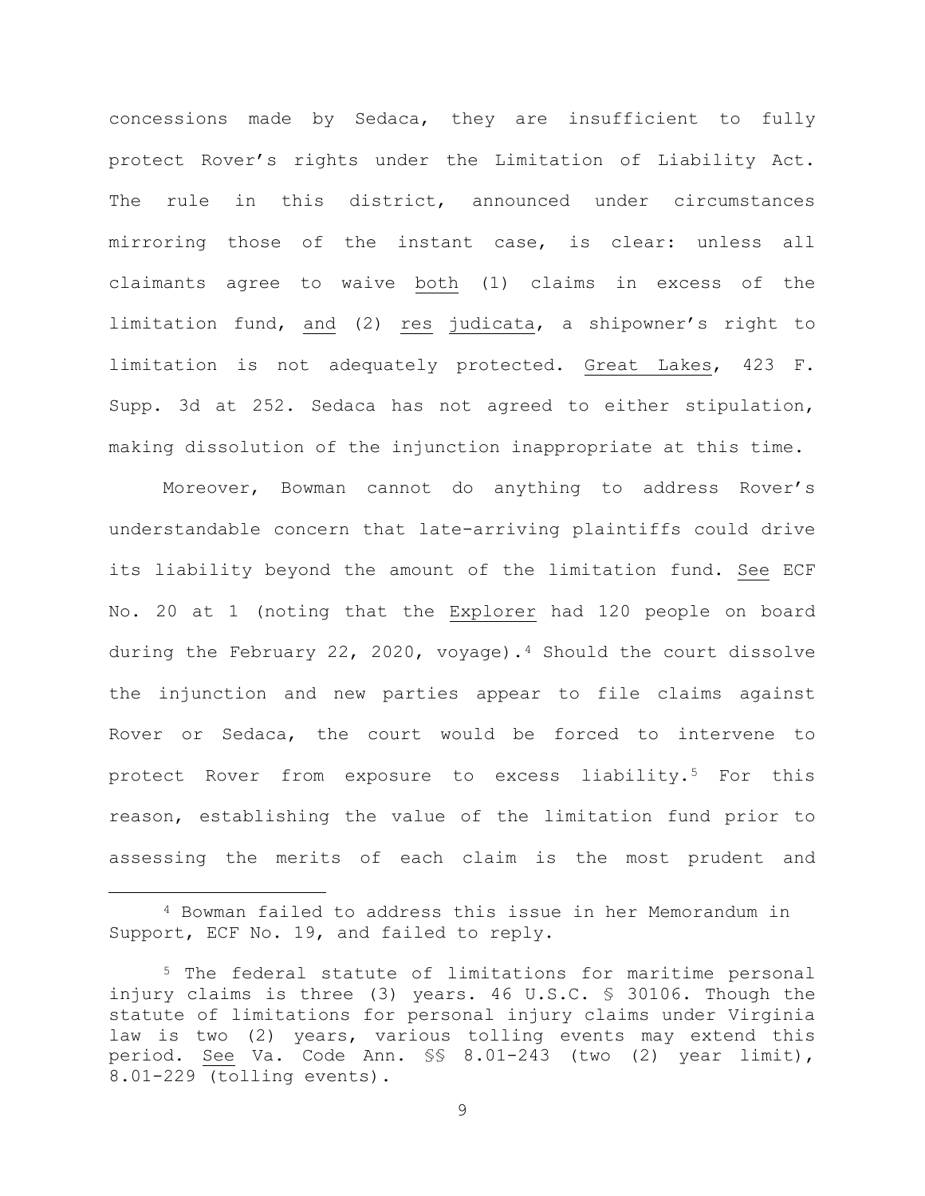concessions made by Sedaca, they are insufficient to fully protect Rover's rights under the Limitation of Liability Act. The rule in this district, announced under circumstances mirroring those of the instant case, is clear: unless all claimants agree to waive both (1) claims in excess of the limitation fund, and (2) *res judicata*, a shipowner's right to limitation is not adequately protected. *Great Lakes*, 423 F. Supp. 3d at 252. Sedaca has not agreed to either stipulation, making dissolution of the injunction inappropriate at this time.

Moreover, Bowman cannot do anything to address Rover's understandable concern that late-arriving plaintiffs could drive its liability beyond the amount of the limitation fund. *See* ECF No. 20 at 1 (noting that the *Explorer* had 120 people on board during the February 22, 2020, voyage).[4] Should the court dissolve the injunction and new parties appear to file claims against Rover or Sedaca, the court would be forced to intervene to protect Rover from exposure to excess liability.[5] For this reason, establishing the value of the limitation fund prior to assessing the merits of each claim is the most prudent and

---

[4] Bowman failed to address this issue in her Memorandum in Support, ECF No. 19, and failed to reply.

[5] The federal statute of limitations for maritime personal injury claims is three (3) years. 46 U.S.C. § 30106. Though the statute of limitations for personal injury claims under Virginia law is two (2) years, various tolling events may extend this period. *See* Va. Code Ann. §§ 8.01-243 (two (2) year limit), 8.01-229 (tolling events).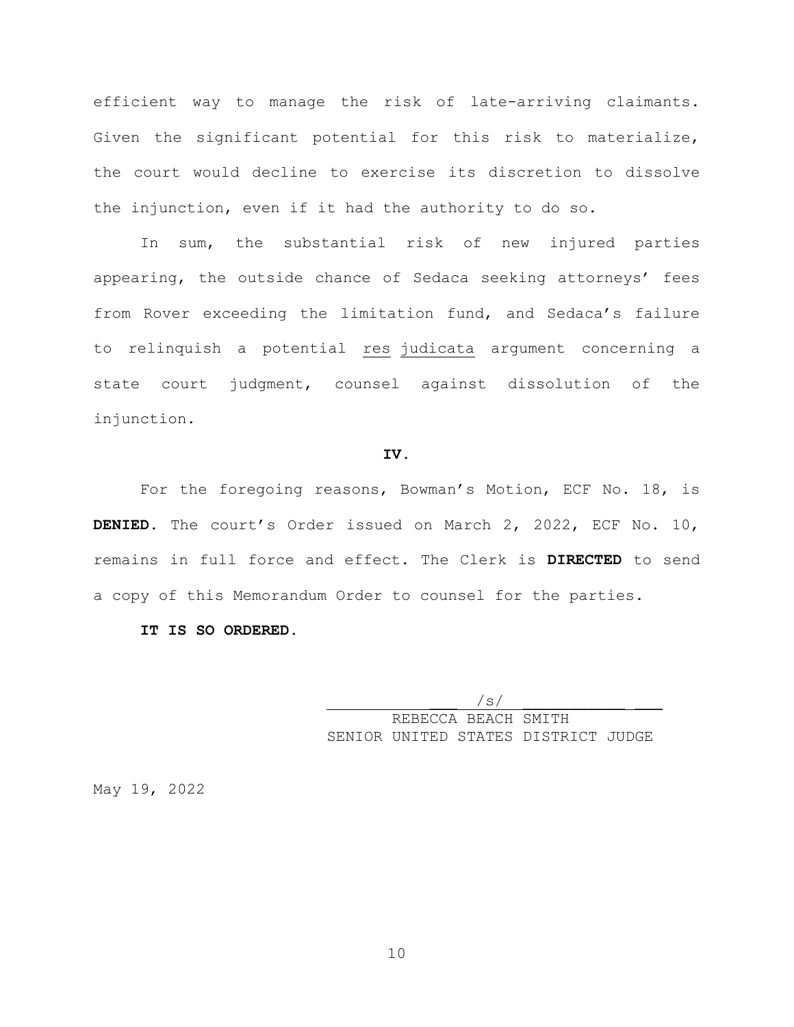efficient way to manage the risk of late-arriving claimants. Given the significant potential for this risk to materialize, the court would decline to exercise its discretion to dissolve the injunction, even if it had the authority to do so.

In sum, the substantial risk of new injured parties appearing, the outside chance of Sedaca seeking attorneys' fees from Rover exceeding the limitation fund, and Sedaca's failure to relinquish a potential res judicata argument concerning a state court judgment, counsel against dissolution of the injunction.

**IV.**

For the foregoing reasons, Bowman's Motion, ECF No. 18, is **DENIED**. The court's Order issued on March 2, 2022, ECF No. 10, remains in full force and effect. The Clerk is **DIRECTED** to send a copy of this Memorandum Order to counsel for the parties.

**IT IS SO ORDERED.**

/s/
REBECCA BEACH SMITH
SENIOR UNITED STATES DISTRICT JUDGE

May 19, 2022